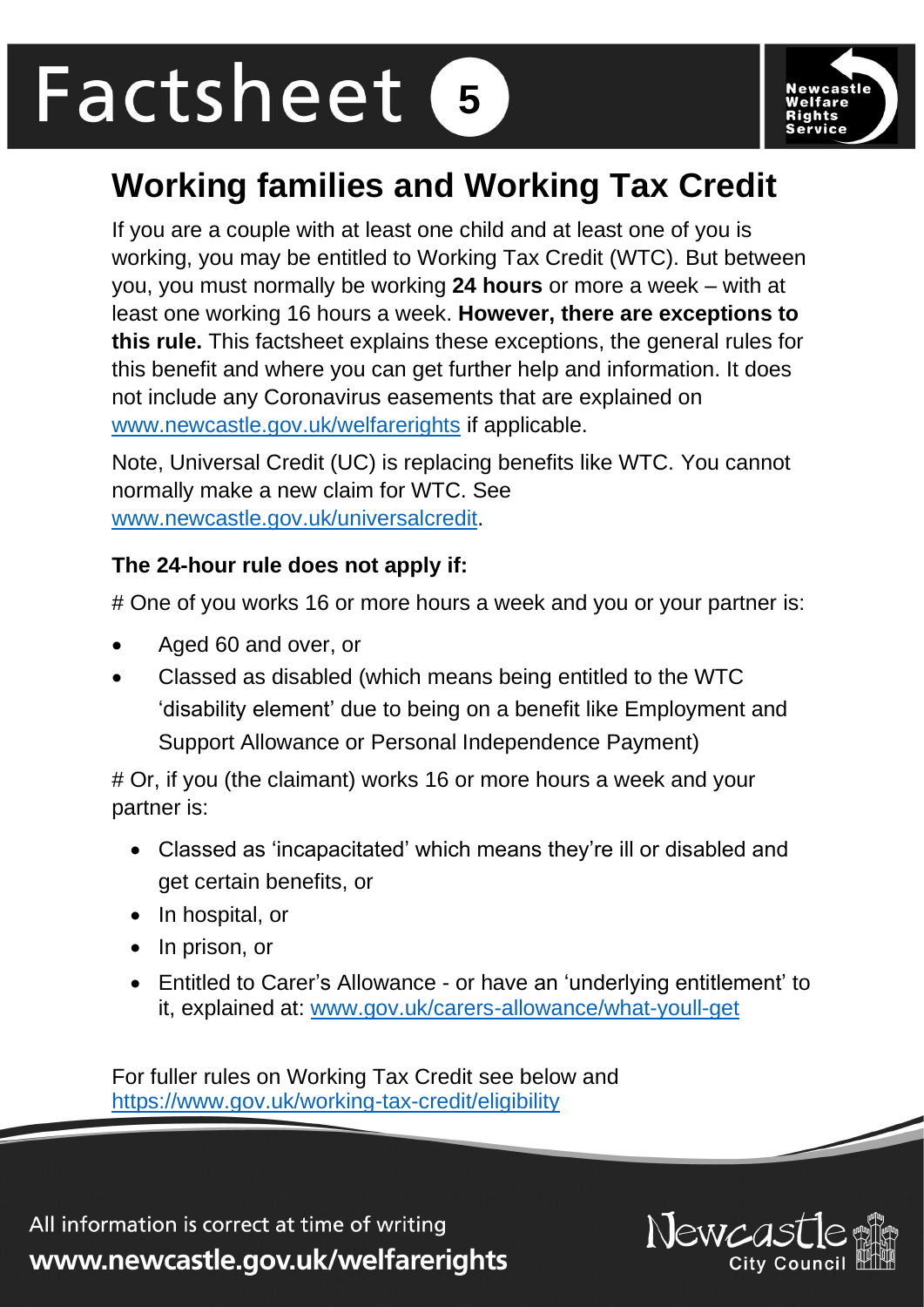# Factsheet 5

## Working families and Working Tax Credit

If you are a couple with at least one child and at least one of you is working, you may be entitled to Working Tax Credit (WTC). But between you, you must normally be working **24 hours** or more a week – with at least one working 16 hours a week. **However, there are exceptions to this rule.** This factsheet explains these exceptions, the general rules for this benefit and where you can get further help and information. It does not include any Coronavirus easements that are explained on www.newcastle.gov.uk/welfarerights if applicable.

Note, Universal Credit (UC) is replacing benefits like WTC. You cannot normally make a new claim for WTC. See www.newcastle.gov.uk/universalcredit.

### The 24-hour rule does not apply if:

# One of you works 16 or more hours a week and you or your partner is:

- Aged 60 and over, or
- Classed as disabled (which means being entitled to the WTC 'disability element' due to being on a benefit like Employment and Support Allowance or Personal Independence Payment)

# Or, if you (the claimant) works 16 or more hours a week and your partner is:

- Classed as 'incapacitated' which means they're ill or disabled and get certain benefits, or
- In hospital, or
- In prison, or
- Entitled to Carer's Allowance - or have an 'underlying entitlement' to it, explained at: www.gov.uk/carers-allowance/what-youll-get

For fuller rules on Working Tax Credit see below and https://www.gov.uk/working-tax-credit/eligibility

All information is correct at time of writing
www.newcastle.gov.uk/welfarerights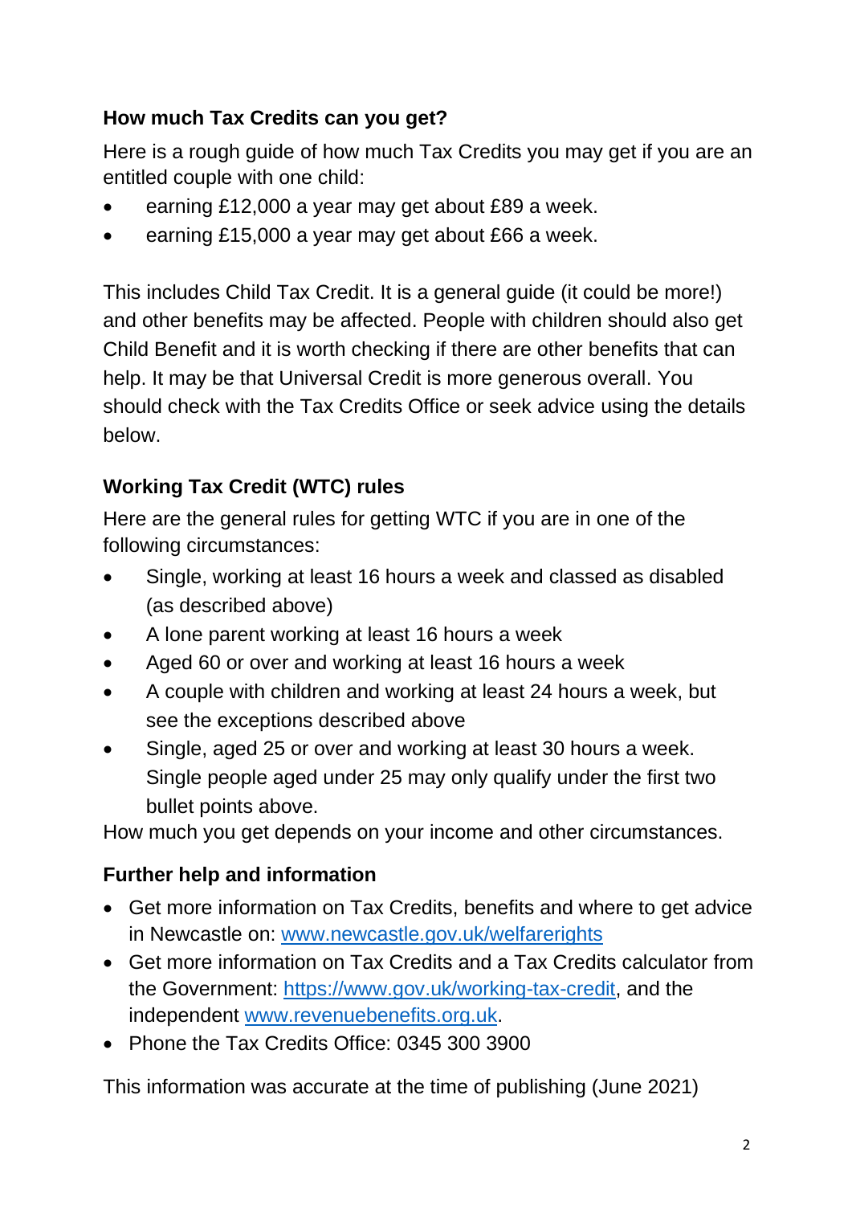## How much Tax Credits can you get?

Here is a rough guide of how much Tax Credits you may get if you are an entitled couple with one child:

- earning £12,000 a year may get about £89 a week.
- earning £15,000 a year may get about £66 a week.

This includes Child Tax Credit. It is a general guide (it could be more!) and other benefits may be affected. People with children should also get Child Benefit and it is worth checking if there are other benefits that can help. It may be that Universal Credit is more generous overall. You should check with the Tax Credits Office or seek advice using the details below.

## Working Tax Credit (WTC) rules

Here are the general rules for getting WTC if you are in one of the following circumstances:

- Single, working at least 16 hours a week and classed as disabled (as described above)
- A lone parent working at least 16 hours a week
- Aged 60 or over and working at least 16 hours a week
- A couple with children and working at least 24 hours a week, but see the exceptions described above
- Single, aged 25 or over and working at least 30 hours a week. Single people aged under 25 may only qualify under the first two bullet points above.

How much you get depends on your income and other circumstances.

## Further help and information

- Get more information on Tax Credits, benefits and where to get advice in Newcastle on: [www.newcastle.gov.uk/welfarerights](http://www.newcastle.gov.uk/welfarerights)
- Get more information on Tax Credits and a Tax Credits calculator from the Government: [https://www.gov.uk/working-tax-credit](https://www.gov.uk/working-tax-credit), and the independent [www.revenuebenefits.org.uk](http://www.revenuebenefits.org.uk).
- Phone the Tax Credits Office: 0345 300 3900

This information was accurate at the time of publishing (June 2021)